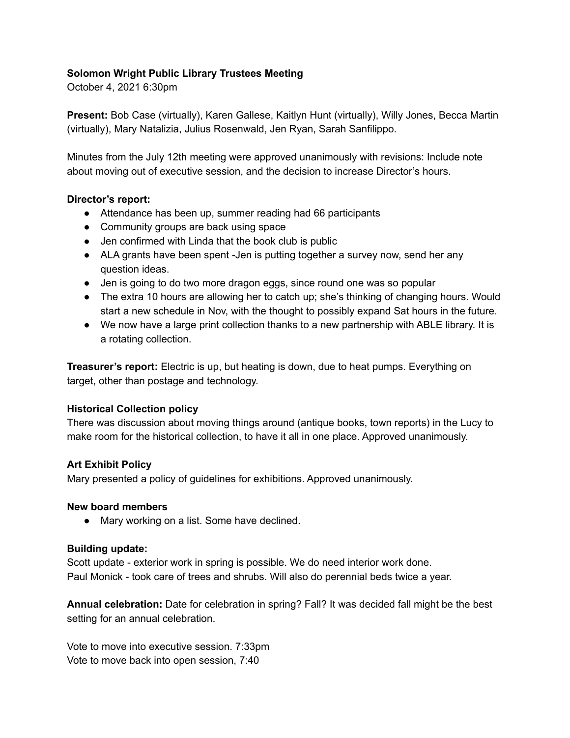**Solomon Wright Public Library Trustees Meeting**

October 4, 2021 6:30pm

**Present:** Bob Case (virtually), Karen Gallese, Kaitlyn Hunt (virtually), Willy Jones, Becca Martin (virtually), Mary Natalizia, Julius Rosenwald, Jen Ryan, Sarah Sanfilippo.

Minutes from the July 12th meeting were approved unanimously with revisions: Include note about moving out of executive session, and the decision to increase Director's hours.

**Director's report:**

- Attendance has been up, summer reading had 66 participants
- Community groups are back using space
- Jen confirmed with Linda that the book club is public
- ALA grants have been spent -Jen is putting together a survey now, send her any question ideas.
- Jen is going to do two more dragon eggs, since round one was so popular
- The extra 10 hours are allowing her to catch up; she's thinking of changing hours. Would start a new schedule in Nov, with the thought to possibly expand Sat hours in the future.
- We now have a large print collection thanks to a new partnership with ABLE library. It is a rotating collection.

**Treasurer's report:** Electric is up, but heating is down, due to heat pumps. Everything on target, other than postage and technology.

**Historical Collection policy**

There was discussion about moving things around (antique books, town reports) in the Lucy to make room for the historical collection, to have it all in one place. Approved unanimously.

**Art Exhibit Policy**

Mary presented a policy of guidelines for exhibitions. Approved unanimously.

**New board members**

- Mary working on a list. Some have declined.

**Building update:**

Scott update - exterior work in spring is possible. We do need interior work done.
Paul Monick - took care of trees and shrubs. Will also do perennial beds twice a year.

**Annual celebration:** Date for celebration in spring? Fall? It was decided fall might be the best setting for an annual celebration.

Vote to move into executive session. 7:33pm
Vote to move back into open session, 7:40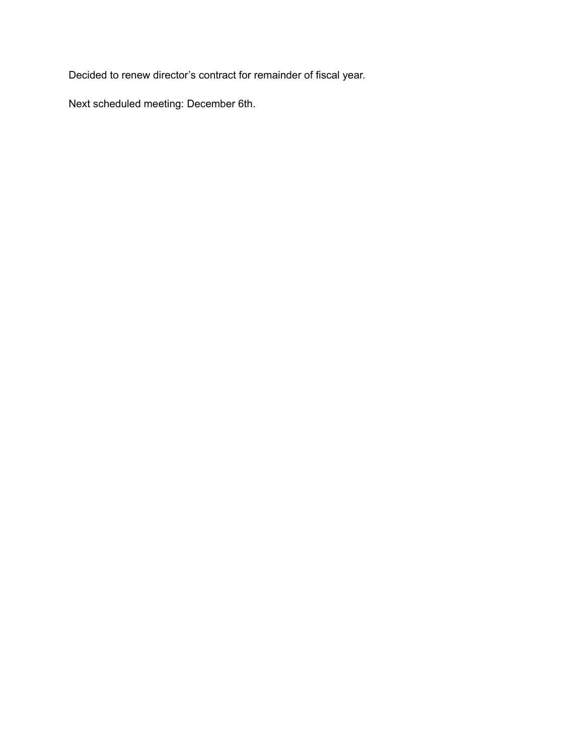Decided to renew director’s contract for remainder of fiscal year.

Next scheduled meeting: December 6th.